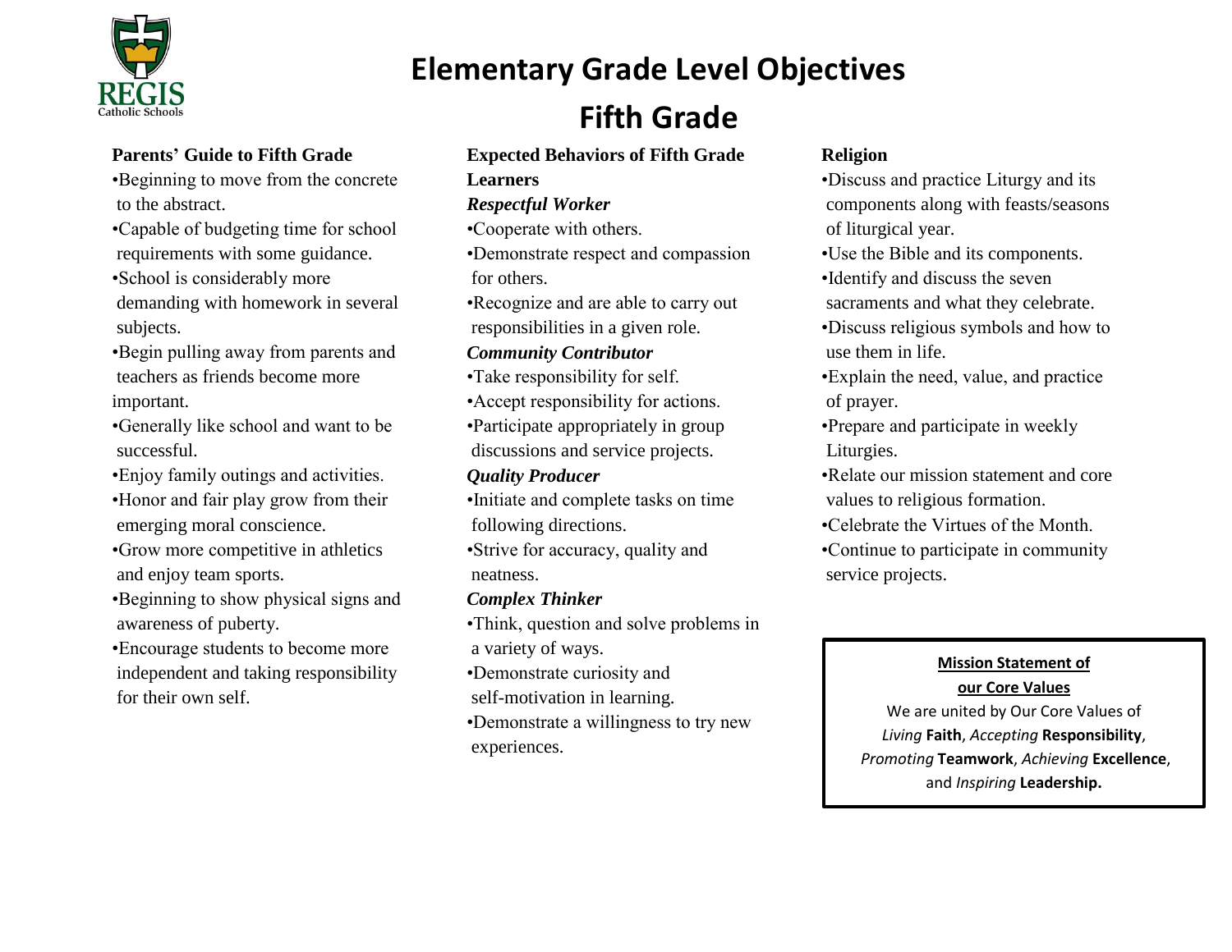REGIS
Catholic Schools

# Elementary Grade Level Objectives

# Fifth Grade

### Parents' Guide to Fifth Grade

- Beginning to move from the concrete to the abstract.
- Capable of budgeting time for school requirements with some guidance.
- School is considerably more demanding with homework in several subjects.
- Begin pulling away from parents and teachers as friends become more important.
- Generally like school and want to be successful.
- Enjoy family outings and activities.
- Honor and fair play grow from their emerging moral conscience.
- Grow more competitive in athletics and enjoy team sports.
- Beginning to show physical signs and awareness of puberty.
- Encourage students to become more independent and taking responsibility for their own self.

### Expected Behaviors of Fifth Grade Learners

***Respectful Worker***

- Cooperate with others.
- Demonstrate respect and compassion for others.
- Recognize and are able to carry out responsibilities in a given role.

***Community Contributor***

- Take responsibility for self.
- Accept responsibility for actions.
- Participate appropriately in group discussions and service projects.

***Quality Producer***

- Initiate and complete tasks on time following directions.
- Strive for accuracy, quality and neatness.

***Complex Thinker***

- Think, question and solve problems in a variety of ways.
- Demonstrate curiosity and self-motivation in learning.
- Demonstrate a willingness to try new experiences.

### Religion

- Discuss and practice Liturgy and its components along with feasts/seasons of liturgical year.
- Use the Bible and its components.
- Identify and discuss the seven sacraments and what they celebrate.
- Discuss religious symbols and how to use them in life.
- Explain the need, value, and practice of prayer.
- Prepare and participate in weekly Liturgies.
- Relate our mission statement and core values to religious formation.
- Celebrate the Virtues of the Month.
- Continue to participate in community service projects.

**Mission Statement of our Core Values**

We are united by Our Core Values of *Living* **Faith**, *Accepting* **Responsibility**, *Promoting* **Teamwork**, *Achieving* **Excellence**, and *Inspiring* **Leadership.**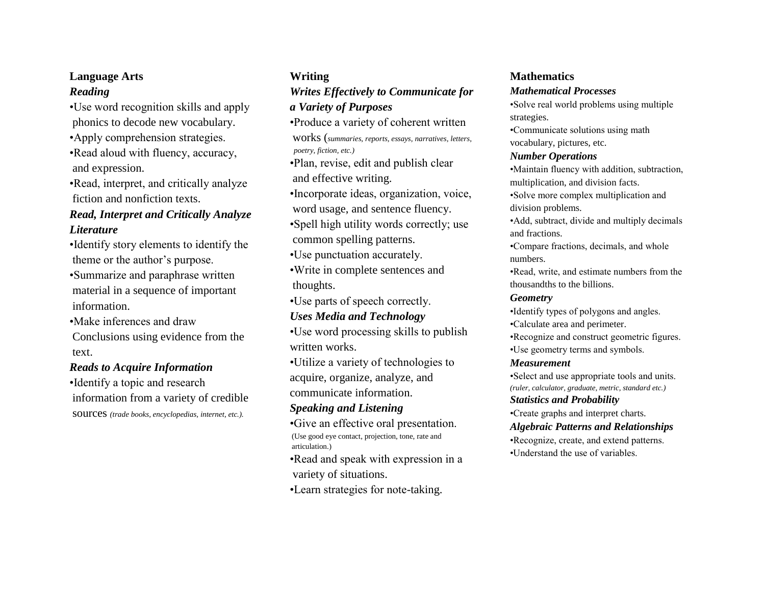## Language Arts

### *Reading*

- Use word recognition skills and apply phonics to decode new vocabulary.
- Apply comprehension strategies.
- Read aloud with fluency, accuracy, and expression.
- Read, interpret, and critically analyze fiction and nonfiction texts.

### *Read, Interpret and Critically Analyze Literature*

- Identify story elements to identify the theme or the author's purpose.
- Summarize and paraphrase written material in a sequence of important information.
- Make inferences and draw Conclusions using evidence from the text.

### *Reads to Acquire Information*

- Identify a topic and research information from a variety of credible sources *(trade books, encyclopedias, internet, etc.).*

## Writing

### *Writes Effectively to Communicate for a Variety of Purposes*

- Produce a variety of coherent written works (*summaries, reports, essays, narratives, letters, poetry, fiction, etc.)*
- Plan, revise, edit and publish clear and effective writing.
- Incorporate ideas, organization, voice, word usage, and sentence fluency.
- Spell high utility words correctly; use common spelling patterns.
- Use punctuation accurately.
- Write in complete sentences and thoughts.
- Use parts of speech correctly.

### *Uses Media and Technology*

- Use word processing skills to publish written works.
- Utilize a variety of technologies to acquire, organize, analyze, and communicate information.

### *Speaking and Listening*

- Give an effective oral presentation. (Use good eye contact, projection, tone, rate and articulation.)
- Read and speak with expression in a variety of situations.
- Learn strategies for note-taking.

## Mathematics

### *Mathematical Processes*

- Solve real world problems using multiple strategies.
- Communicate solutions using math vocabulary, pictures, etc.

### *Number Operations*

- Maintain fluency with addition, subtraction, multiplication, and division facts.
- Solve more complex multiplication and division problems.
- Add, subtract, divide and multiply decimals and fractions.
- Compare fractions, decimals, and whole numbers.
- Read, write, and estimate numbers from the thousandths to the billions.

### *Geometry*

- Identify types of polygons and angles.
- Calculate area and perimeter.
- Recognize and construct geometric figures.
- Use geometry terms and symbols.

### *Measurement*

- Select and use appropriate tools and units. *(ruler, calculator, graduate, metric, standard etc.)*

### *Statistics and Probability*

- Create graphs and interpret charts.

### *Algebraic Patterns and Relationships*

- Recognize, create, and extend patterns.
- Understand the use of variables.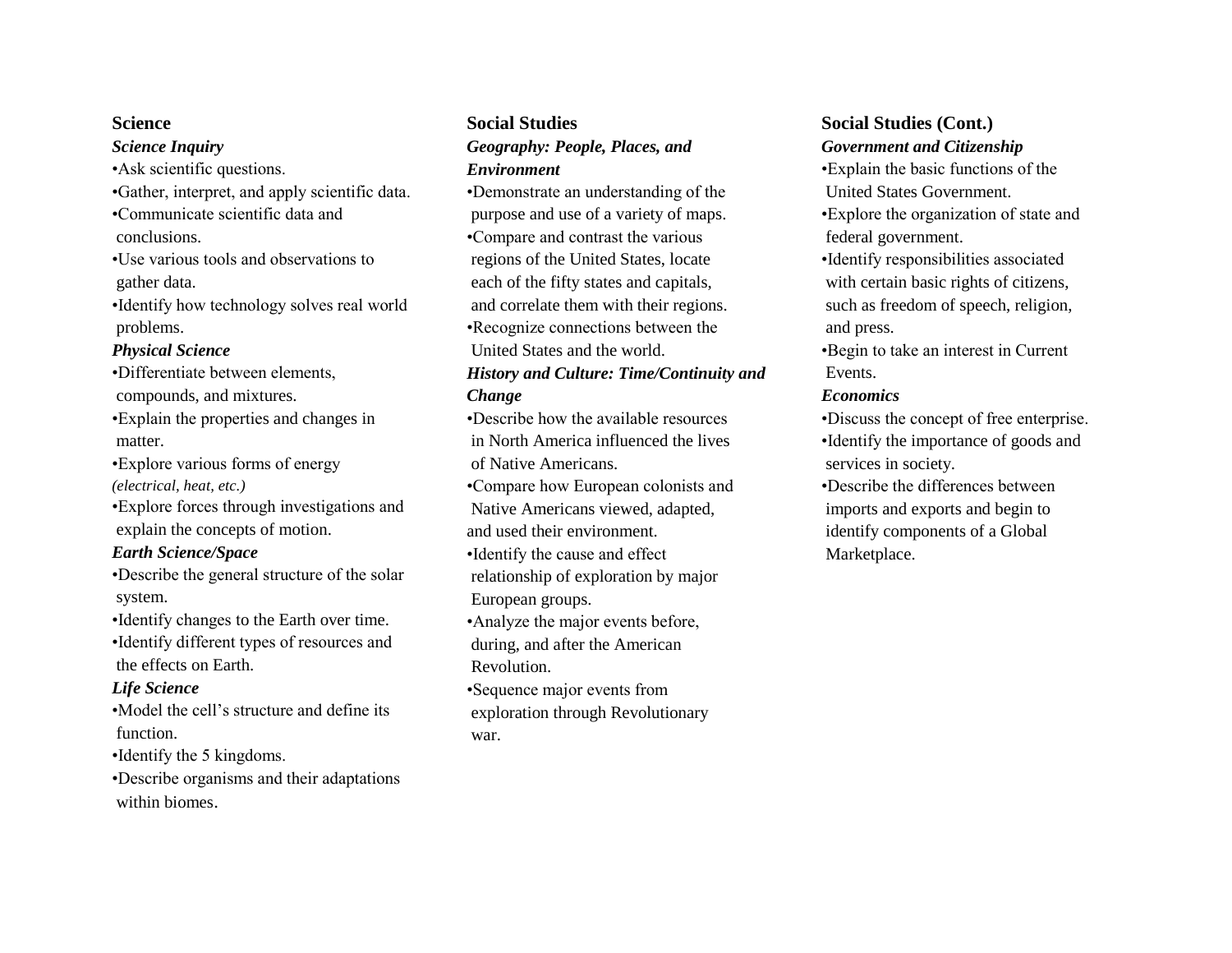## Science

### *Science Inquiry*

- Ask scientific questions.
- Gather, interpret, and apply scientific data.
- Communicate scientific data and conclusions.
- Use various tools and observations to gather data.
- Identify how technology solves real world problems.

### *Physical Science*

- Differentiate between elements, compounds, and mixtures.
- Explain the properties and changes in matter.
- Explore various forms of energy *(electrical, heat, etc.)*
- Explore forces through investigations and explain the concepts of motion.

### *Earth Science/Space*

- Describe the general structure of the solar system.
- Identify changes to the Earth over time.
- Identify different types of resources and the effects on Earth.

### *Life Science*

- Model the cell's structure and define its function.
- Identify the 5 kingdoms.
- Describe organisms and their adaptations within biomes.

## Social Studies

### *Geography: People, Places, and Environment*

- Demonstrate an understanding of the purpose and use of a variety of maps.
- Compare and contrast the various regions of the United States, locate each of the fifty states and capitals, and correlate them with their regions.
- Recognize connections between the United States and the world.

### *History and Culture: Time/Continuity and Change*

- Describe how the available resources in North America influenced the lives of Native Americans.
- Compare how European colonists and Native Americans viewed, adapted, and used their environment.
- Identify the cause and effect relationship of exploration by major European groups.
- Analyze the major events before, during, and after the American Revolution.
- Sequence major events from exploration through Revolutionary war.

## Social Studies (Cont.)

### *Government and Citizenship*

- Explain the basic functions of the United States Government.
- Explore the organization of state and federal government.
- Identify responsibilities associated with certain basic rights of citizens, such as freedom of speech, religion, and press.
- Begin to take an interest in Current Events.

### *Economics*

- Discuss the concept of free enterprise.
- Identify the importance of goods and services in society.
- Describe the differences between imports and exports and begin to identify components of a Global Marketplace.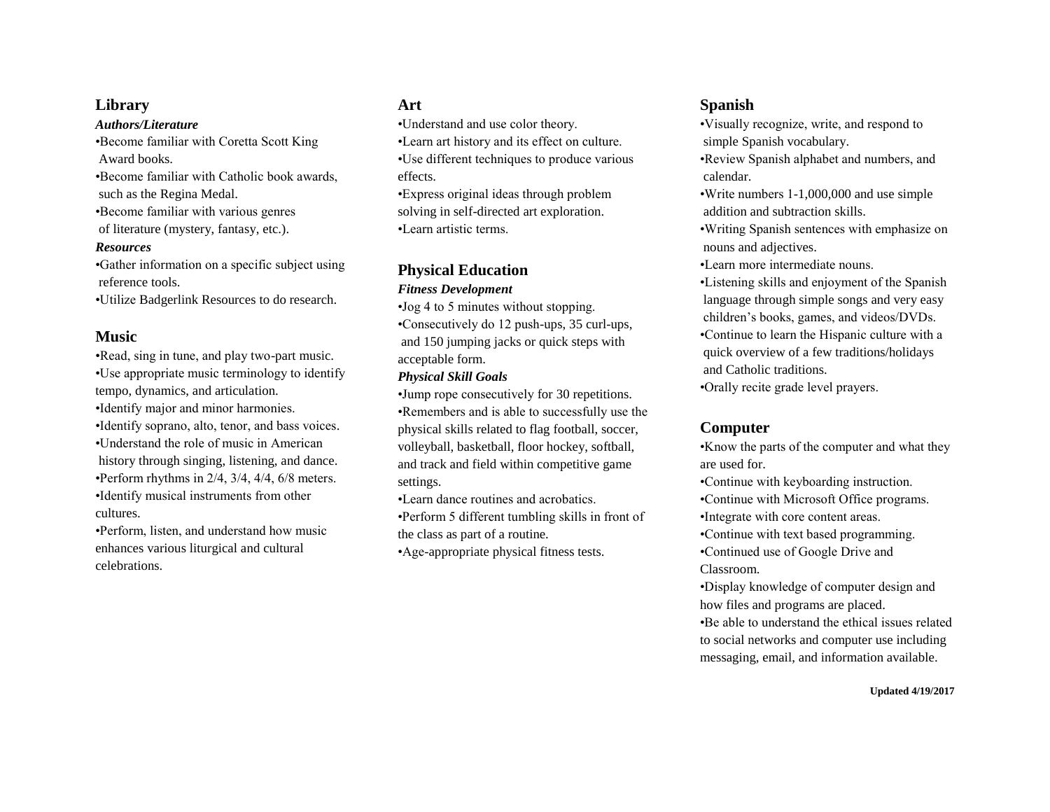## Library

***Authors/Literature***

- Become familiar with Coretta Scott King Award books.
- Become familiar with Catholic book awards, such as the Regina Medal.
- Become familiar with various genres of literature (mystery, fantasy, etc.).

***Resources***

- Gather information on a specific subject using reference tools.
- Utilize Badgerlink Resources to do research.

## Music

- Read, sing in tune, and play two-part music.
- Use appropriate music terminology to identify tempo, dynamics, and articulation.
- Identify major and minor harmonies.
- Identify soprano, alto, tenor, and bass voices.
- Understand the role of music in American history through singing, listening, and dance.
- Perform rhythms in 2/4, 3/4, 4/4, 6/8 meters.
- Identify musical instruments from other cultures.
- Perform, listen, and understand how music enhances various liturgical and cultural celebrations.

## Art

- Understand and use color theory.
- Learn art history and its effect on culture.
- Use different techniques to produce various effects.
- Express original ideas through problem solving in self-directed art exploration.
- Learn artistic terms.

## Physical Education

***Fitness Development***

- Jog 4 to 5 minutes without stopping.
- Consecutively do 12 push-ups, 35 curl-ups, and 150 jumping jacks or quick steps with acceptable form.

***Physical Skill Goals***

- Jump rope consecutively for 30 repetitions.
- Remembers and is able to successfully use the physical skills related to flag football, soccer, volleyball, basketball, floor hockey, softball, and track and field within competitive game settings.
- Learn dance routines and acrobatics.
- Perform 5 different tumbling skills in front of the class as part of a routine.
- Age-appropriate physical fitness tests.

## Spanish

- Visually recognize, write, and respond to simple Spanish vocabulary.
- Review Spanish alphabet and numbers, and calendar.
- Write numbers 1-1,000,000 and use simple addition and subtraction skills.
- Writing Spanish sentences with emphasize on nouns and adjectives.
- Learn more intermediate nouns.
- Listening skills and enjoyment of the Spanish language through simple songs and very easy children's books, games, and videos/DVDs.
- Continue to learn the Hispanic culture with a quick overview of a few traditions/holidays and Catholic traditions.
- Orally recite grade level prayers.

## Computer

- Know the parts of the computer and what they are used for.
- Continue with keyboarding instruction.
- Continue with Microsoft Office programs.
- Integrate with core content areas.
- Continue with text based programming.
- Continued use of Google Drive and Classroom.
- Display knowledge of computer design and how files and programs are placed.
- Be able to understand the ethical issues related to social networks and computer use including messaging, email, and information available.

**Updated 4/19/2017**